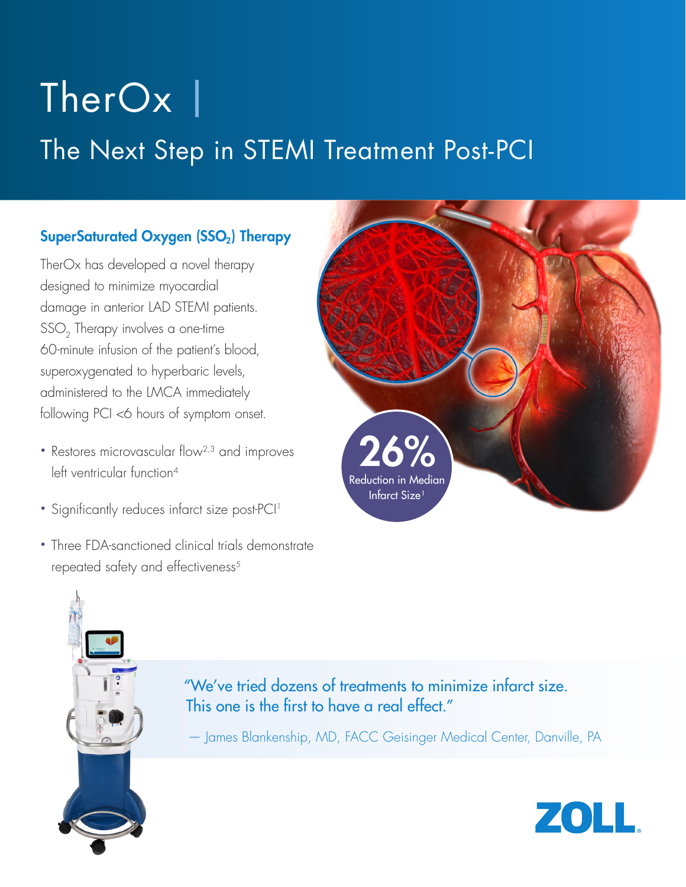# TherOx |

## The Next Step in STEMI Treatment Post-PCI

### SuperSaturated Oxygen ($SSO_2$) Therapy

TherOx has developed a novel therapy designed to minimize myocardial damage in anterior LAD STEMI patients. $SSO_2$ Therapy involves a one-time 60-minute infusion of the patient's blood, superoxygenated to hyperbaric levels, administered to the LMCA immediately following PCI <6 hours of symptom onset.

- Restores microvascular flow[2,3] and improves left ventricular function[4]
- Significantly reduces infarct size post-PCI[1]
- Three FDA-sanctioned clinical trials demonstrate repeated safety and effectiveness[5]

**26%** Reduction in Median Infarct Size[1]

"We've tried dozens of treatments to minimize infarct size. This one is the first to have a real effect."

— James Blankenship, MD, FACC Geisinger Medical Center, Danville, PA

ZOLL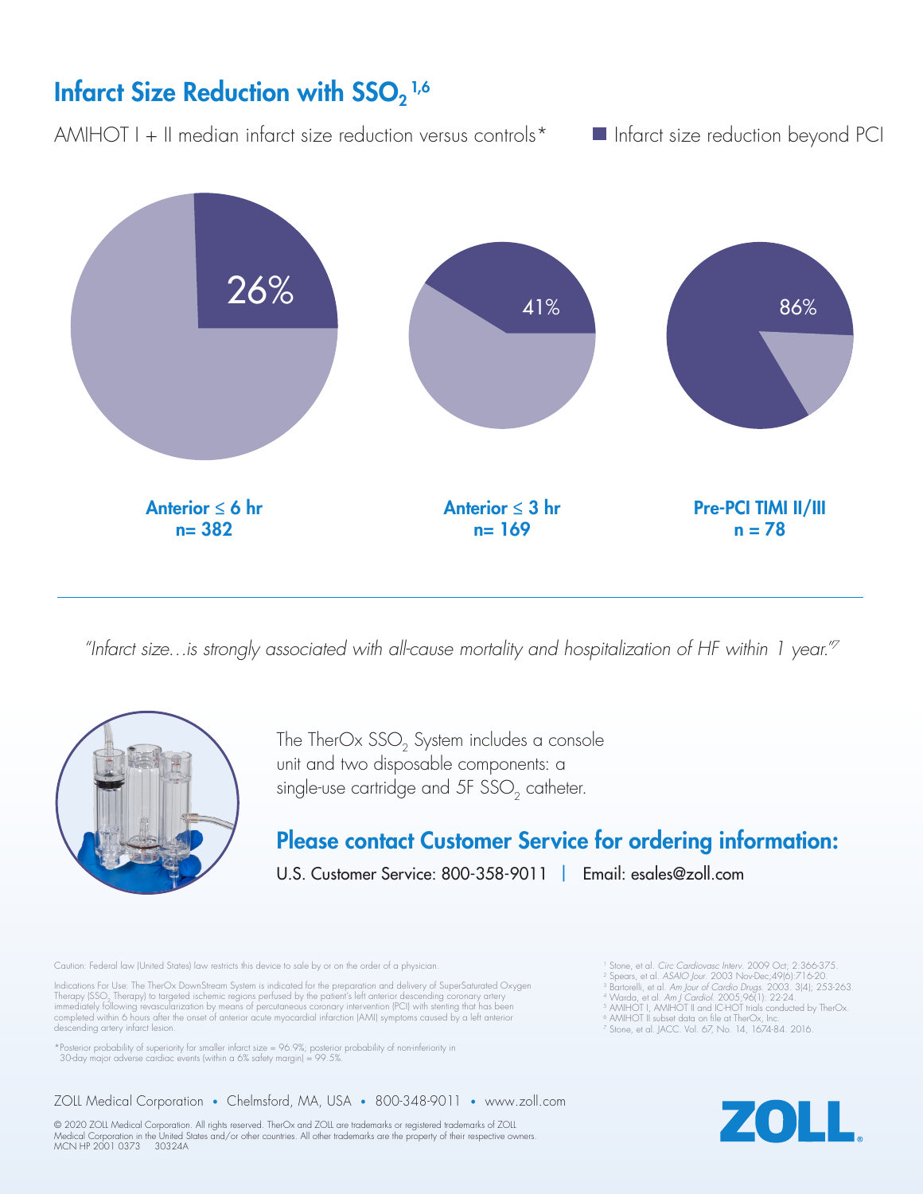## Infarct Size Reduction with $SSO_2$ [1,6]

AMIHOT I + II median infarct size reduction versus controls*

Infarct size reduction beyond PCI

26%

**Anterior ≤ 6 hr**
**n= 382**

41%

**Anterior ≤ 3 hr**
**n= 169**

86%

**Pre-PCI TIMI II/III**
**n = 78**

*"Infarct size…is strongly associated with all-cause mortality and hospitalization of HF within 1 year."*[7]

The TherOx $SSO_2$ System includes a console unit and two disposable components: a single-use cartridge and 5F $SSO_2$ catheter.

## Please contact Customer Service for ordering information:

U.S. Customer Service: 800-358-9011 | Email: esales@zoll.com

Caution: Federal law (United States) law restricts this device to sale by or on the order of a physician.

Indications For Use: The TherOx DownStream System is indicated for the preparation and delivery of SuperSaturated Oxygen Therapy ($SSO_2$ Therapy) to targeted ischemic regions perfused by the patient's left anterior descending coronary artery immediately following revascularization by means of percutaneous coronary intervention (PCI) with stenting that has been completed within 6 hours after the onset of anterior acute myocardial infarction (AMI) symptoms caused by a left anterior descending artery infarct lesion.

*Posterior probability of superiority for smaller infarct size = 96.9%; posterior probability of non-inferiority in 30-day major adverse cardiac events (within a 6% safety margin) = 99.5%.

1. Stone, et al. *Circ Cardiovasc Interv.* 2009 Oct; 2:366-375.
2. Spears, et al. *ASAIO Jour.* 2003 Nov-Dec;49(6):716-20.
3. Bartorelli, et al. *Am Jour of Cardio Drugs.* 2003. 3(4); 253-263.
4. Warda, et al. *Am J Cardiol.* 2005;96(1): 22-24.
5. AMIHOT I, AMIHOT II and IC-HOT trials conducted by TherOx.
6. AMIHOT II subset data on file at TherOx, Inc.
7. Stone, et al. JACC. Vol. 67, No. 14, 1674-84. 2016.

ZOLL Medical Corporation • Chelmsford, MA, USA • 800-348-9011 • www.zoll.com

© 2020 ZOLL Medical Corporation. All rights reserved. TherOx and ZOLL are trademarks or registered trademarks of ZOLL Medical Corporation in the United States and/or other countries. All other trademarks are the property of their respective owners.
MCN HP 2001 0373 30324A

ZOLL